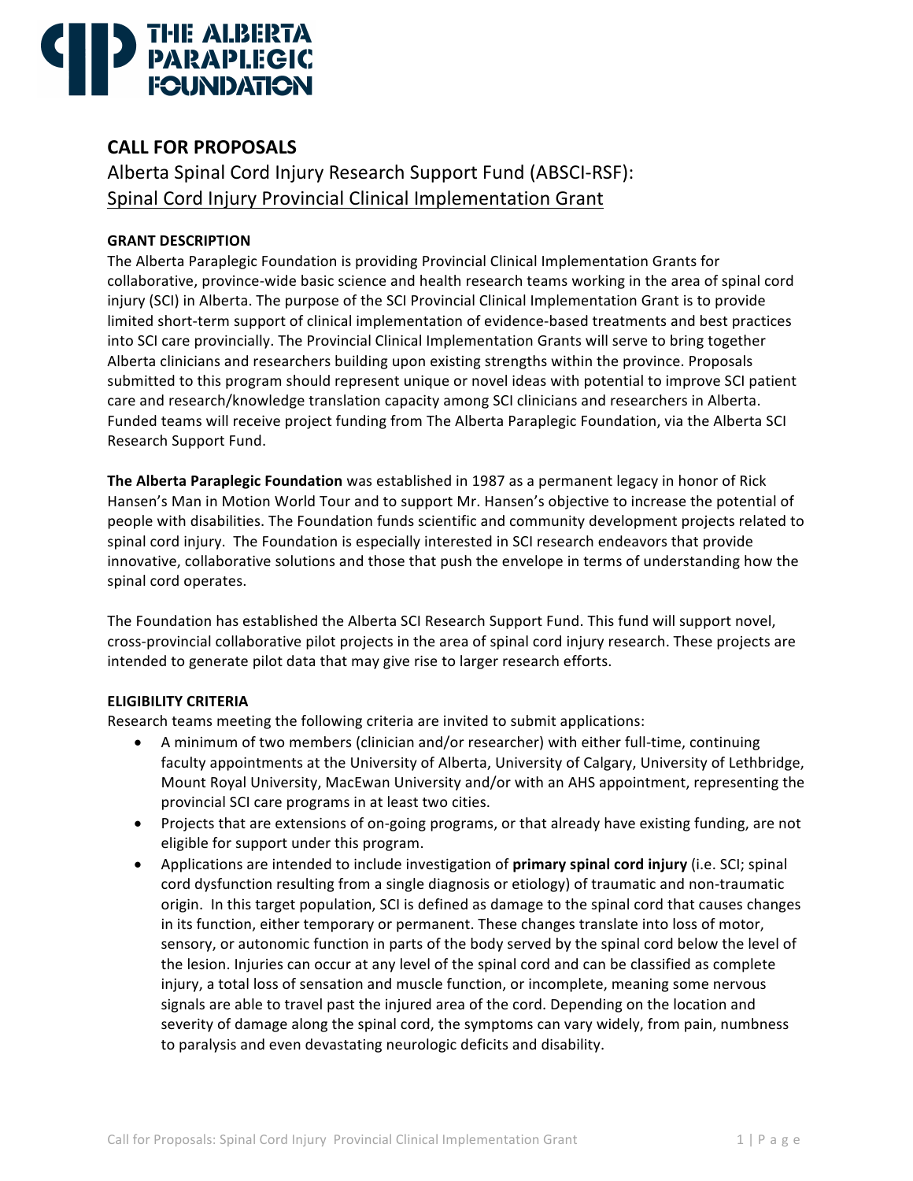THE ALBERTA PARAPLEGIC FOUNDATION

## CALL FOR PROPOSALS

Alberta Spinal Cord Injury Research Support Fund (ABSCI-RSF):
Spinal Cord Injury Provincial Clinical Implementation Grant

### GRANT DESCRIPTION

The Alberta Paraplegic Foundation is providing Provincial Clinical Implementation Grants for collaborative, province-wide basic science and health research teams working in the area of spinal cord injury (SCI) in Alberta. The purpose of the SCI Provincial Clinical Implementation Grant is to provide limited short-term support of clinical implementation of evidence-based treatments and best practices into SCI care provincially. The Provincial Clinical Implementation Grants will serve to bring together Alberta clinicians and researchers building upon existing strengths within the province. Proposals submitted to this program should represent unique or novel ideas with potential to improve SCI patient care and research/knowledge translation capacity among SCI clinicians and researchers in Alberta. Funded teams will receive project funding from The Alberta Paraplegic Foundation, via the Alberta SCI Research Support Fund.

**The Alberta Paraplegic Foundation** was established in 1987 as a permanent legacy in honor of Rick Hansen's Man in Motion World Tour and to support Mr. Hansen's objective to increase the potential of people with disabilities. The Foundation funds scientific and community development projects related to spinal cord injury. The Foundation is especially interested in SCI research endeavors that provide innovative, collaborative solutions and those that push the envelope in terms of understanding how the spinal cord operates.

The Foundation has established the Alberta SCI Research Support Fund. This fund will support novel, cross-provincial collaborative pilot projects in the area of spinal cord injury research. These projects are intended to generate pilot data that may give rise to larger research efforts.

### ELIGIBILITY CRITERIA

Research teams meeting the following criteria are invited to submit applications:

- A minimum of two members (clinician and/or researcher) with either full-time, continuing faculty appointments at the University of Alberta, University of Calgary, University of Lethbridge, Mount Royal University, MacEwan University and/or with an AHS appointment, representing the provincial SCI care programs in at least two cities.
- Projects that are extensions of on-going programs, or that already have existing funding, are not eligible for support under this program.
- Applications are intended to include investigation of **primary spinal cord injury** (i.e. SCI; spinal cord dysfunction resulting from a single diagnosis or etiology) of traumatic and non-traumatic origin. In this target population, SCI is defined as damage to the spinal cord that causes changes in its function, either temporary or permanent. These changes translate into loss of motor, sensory, or autonomic function in parts of the body served by the spinal cord below the level of the lesion. Injuries can occur at any level of the spinal cord and can be classified as complete injury, a total loss of sensation and muscle function, or incomplete, meaning some nervous signals are able to travel past the injured area of the cord. Depending on the location and severity of damage along the spinal cord, the symptoms can vary widely, from pain, numbness to paralysis and even devastating neurologic deficits and disability.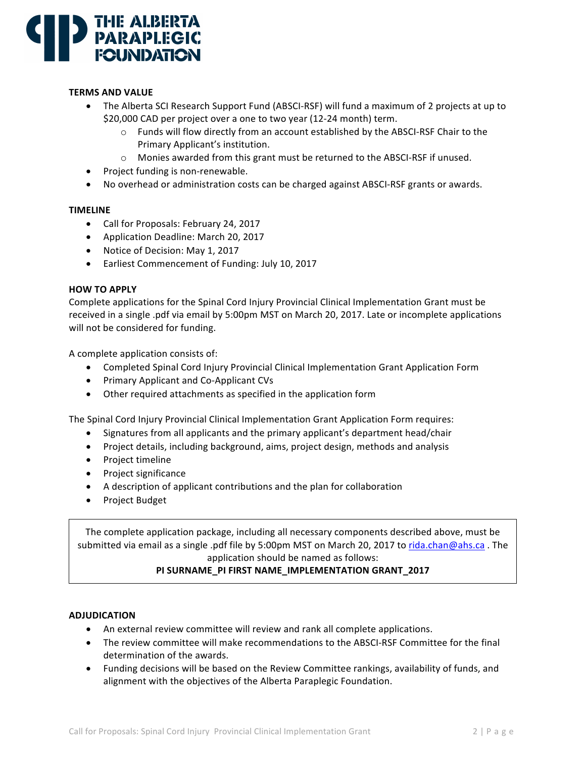## TERMS AND VALUE

- The Alberta SCI Research Support Fund (ABSCI-RSF) will fund a maximum of 2 projects at up to $20,000 CAD per project over a one to two year (12-24 month) term.
  - Funds will flow directly from an account established by the ABSCI-RSF Chair to the Primary Applicant's institution.
  - Monies awarded from this grant must be returned to the ABSCI-RSF if unused.
- Project funding is non-renewable.
- No overhead or administration costs can be charged against ABSCI-RSF grants or awards.

## TIMELINE

- Call for Proposals: February 24, 2017
- Application Deadline: March 20, 2017
- Notice of Decision: May 1, 2017
- Earliest Commencement of Funding: July 10, 2017

## HOW TO APPLY

Complete applications for the Spinal Cord Injury Provincial Clinical Implementation Grant must be received in a single .pdf via email by 5:00pm MST on March 20, 2017. Late or incomplete applications will not be considered for funding.

A complete application consists of:

- Completed Spinal Cord Injury Provincial Clinical Implementation Grant Application Form
- Primary Applicant and Co-Applicant CVs
- Other required attachments as specified in the application form

The Spinal Cord Injury Provincial Clinical Implementation Grant Application Form requires:

- Signatures from all applicants and the primary applicant's department head/chair
- Project details, including background, aims, project design, methods and analysis
- Project timeline
- Project significance
- A description of applicant contributions and the plan for collaboration
- Project Budget

> The complete application package, including all necessary components described above, must be submitted via email as a single .pdf file by 5:00pm MST on March 20, 2017 to rida.chan@ahs.ca . The application should be named as follows:
>
> **PI SURNAME_PI FIRST NAME_IMPLEMENTATION GRANT_2017**

## ADJUDICATION

- An external review committee will review and rank all complete applications.
- The review committee will make recommendations to the ABSCI-RSF Committee for the final determination of the awards.
- Funding decisions will be based on the Review Committee rankings, availability of funds, and alignment with the objectives of the Alberta Paraplegic Foundation.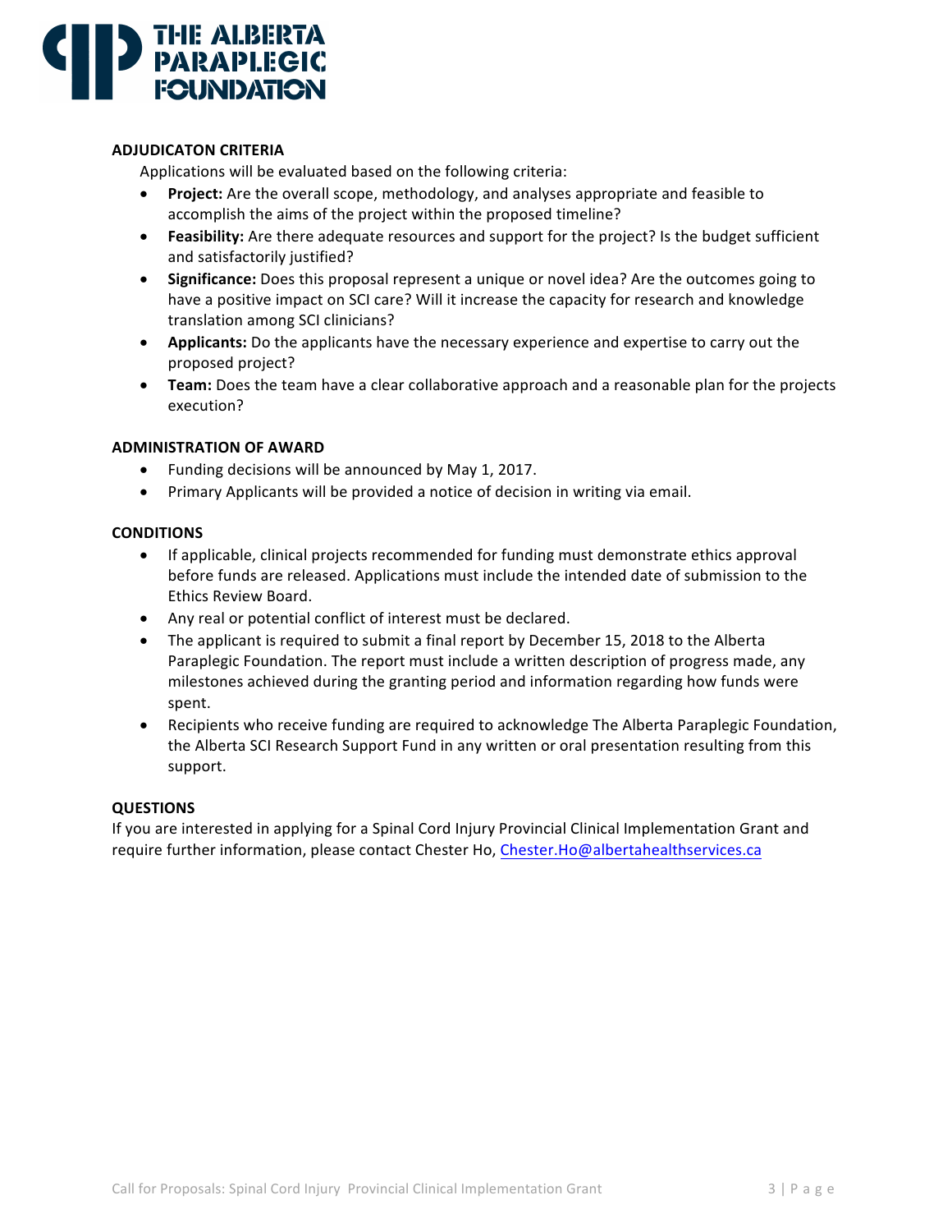**ADJUDICATON CRITERIA**

Applications will be evaluated based on the following criteria:

- **Project:** Are the overall scope, methodology, and analyses appropriate and feasible to accomplish the aims of the project within the proposed timeline?
- **Feasibility:** Are there adequate resources and support for the project? Is the budget sufficient and satisfactorily justified?
- **Significance:** Does this proposal represent a unique or novel idea? Are the outcomes going to have a positive impact on SCI care? Will it increase the capacity for research and knowledge translation among SCI clinicians?
- **Applicants:** Do the applicants have the necessary experience and expertise to carry out the proposed project?
- **Team:** Does the team have a clear collaborative approach and a reasonable plan for the projects execution?

**ADMINISTRATION OF AWARD**

- Funding decisions will be announced by May 1, 2017.
- Primary Applicants will be provided a notice of decision in writing via email.

**CONDITIONS**

- If applicable, clinical projects recommended for funding must demonstrate ethics approval before funds are released. Applications must include the intended date of submission to the Ethics Review Board.
- Any real or potential conflict of interest must be declared.
- The applicant is required to submit a final report by December 15, 2018 to the Alberta Paraplegic Foundation. The report must include a written description of progress made, any milestones achieved during the granting period and information regarding how funds were spent.
- Recipients who receive funding are required to acknowledge The Alberta Paraplegic Foundation, the Alberta SCI Research Support Fund in any written or oral presentation resulting from this support.

**QUESTIONS**

If you are interested in applying for a Spinal Cord Injury Provincial Clinical Implementation Grant and require further information, please contact Chester Ho, Chester.Ho@albertahealthservices.ca